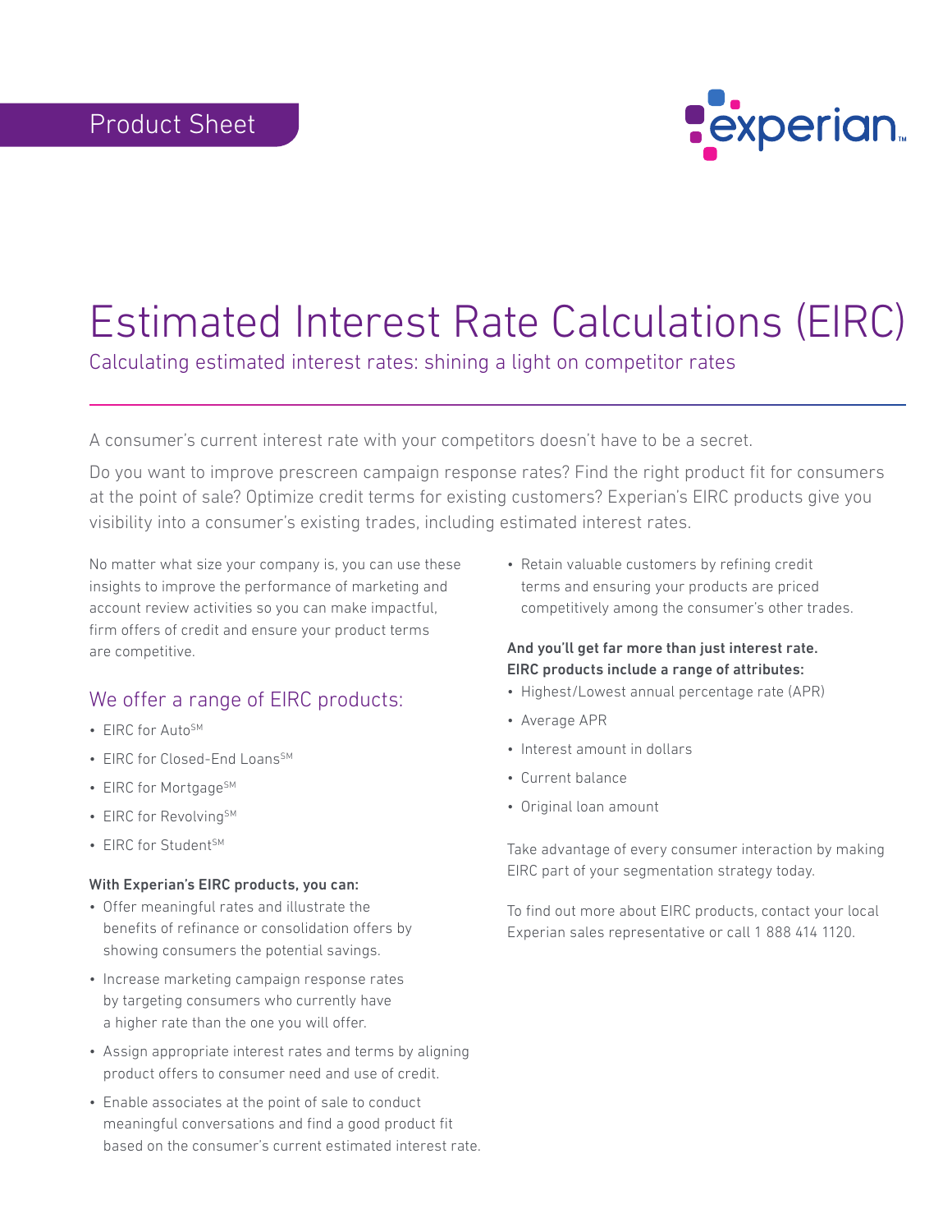Product Sheet

# Estimated Interest Rate Calculations (EIRC)

Calculating estimated interest rates: shining a light on competitor rates

A consumer's current interest rate with your competitors doesn't have to be a secret.

Do you want to improve prescreen campaign response rates? Find the right product fit for consumers at the point of sale? Optimize credit terms for existing customers? Experian's EIRC products give you visibility into a consumer's existing trades, including estimated interest rates.

No matter what size your company is, you can use these insights to improve the performance of marketing and account review activities so you can make impactful, firm offers of credit and ensure your product terms are competitive.

## We offer a range of EIRC products:

- EIRC for Auto[SM]
- EIRC for Closed-End Loans[SM]
- EIRC for Mortgage[SM]
- EIRC for Revolving[SM]
- EIRC for Student[SM]

**With Experian's EIRC products, you can:**

- Offer meaningful rates and illustrate the benefits of refinance or consolidation offers by showing consumers the potential savings.
- Increase marketing campaign response rates by targeting consumers who currently have a higher rate than the one you will offer.
- Assign appropriate interest rates and terms by aligning product offers to consumer need and use of credit.
- Enable associates at the point of sale to conduct meaningful conversations and find a good product fit based on the consumer's current estimated interest rate.
- Retain valuable customers by refining credit terms and ensuring your products are priced competitively among the consumer's other trades.

**And you'll get far more than just interest rate. EIRC products include a range of attributes:**

- Highest/Lowest annual percentage rate (APR)
- Average APR
- Interest amount in dollars
- Current balance
- Original loan amount

Take advantage of every consumer interaction by making EIRC part of your segmentation strategy today.

To find out more about EIRC products, contact your local Experian sales representative or call 1 888 414 1120.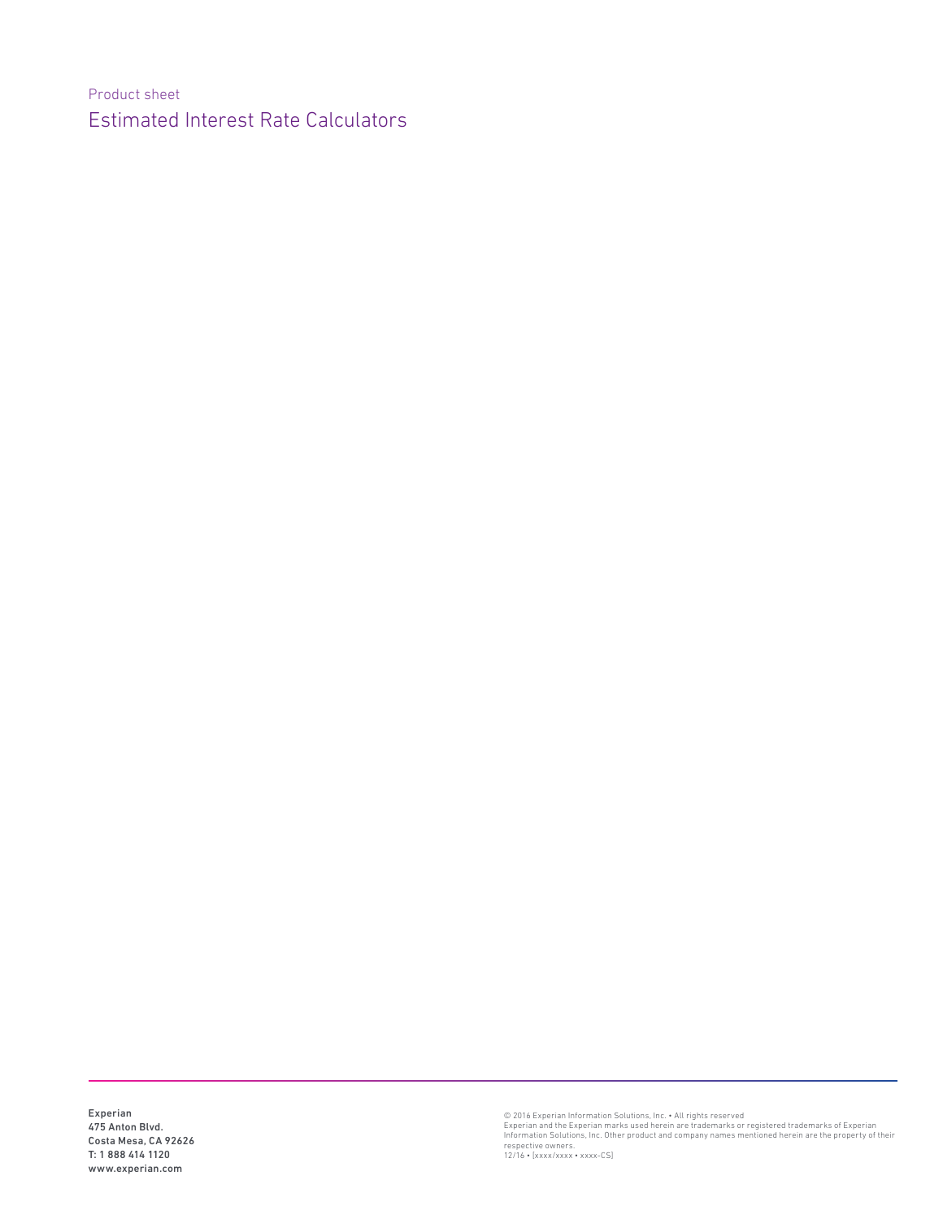Product sheet

# Estimated Interest Rate Calculators

**Experian**
**475 Anton Blvd.**
**Costa Mesa, CA 92626**
**T: 1 888 414 1120**
**www.experian.com**

© 2016 Experian Information Solutions, Inc. • All rights reserved
Experian and the Experian marks used herein are trademarks or registered trademarks of Experian Information Solutions, Inc. Other product and company names mentioned herein are the property of their respective owners.
12/16 • [xxxx/xxxx • xxxx-CS]